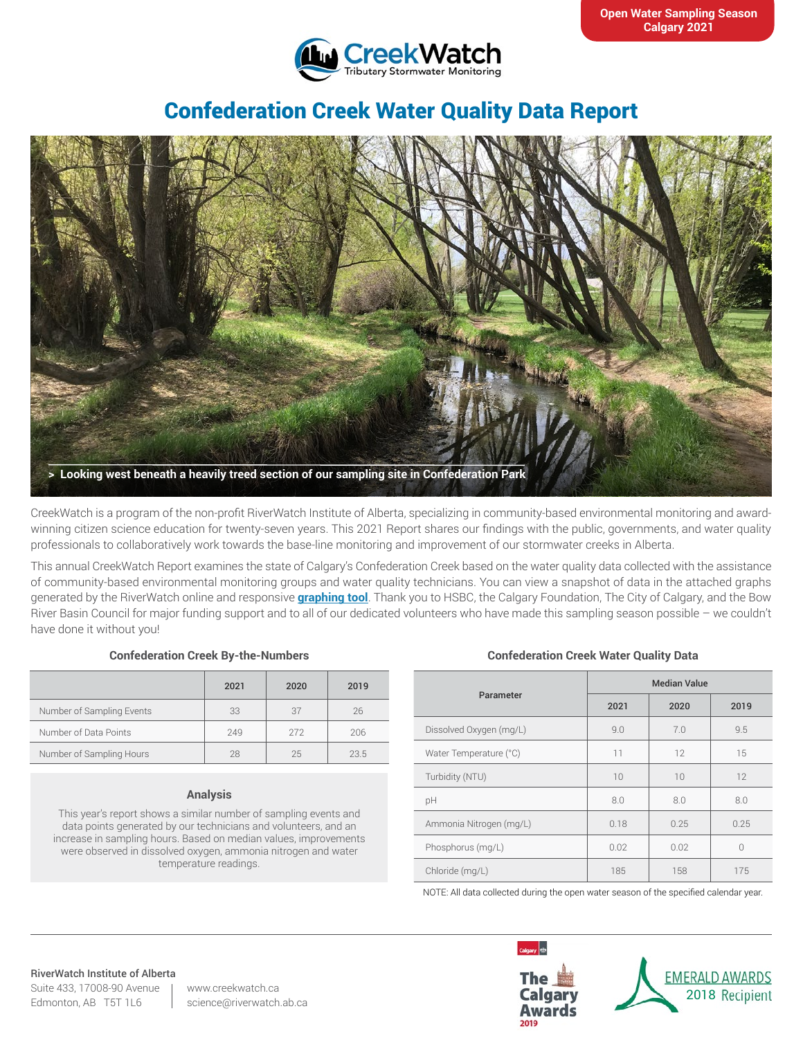Open Water Sampling Season
Calgary 2021

CreekWatch
Tributary Stormwater Monitoring

# Confederation Creek Water Quality Data Report

> Looking west beneath a heavily treed section of our sampling site in Confederation Park

CreekWatch is a program of the non-profit RiverWatch Institute of Alberta, specializing in community-based environmental monitoring and award-winning citizen science education for twenty-seven years. This 2021 Report shares our findings with the public, governments, and water quality professionals to collaboratively work towards the base-line monitoring and improvement of our stormwater creeks in Alberta.

This annual CreekWatch Report examines the state of Calgary's Confederation Creek based on the water quality data collected with the assistance of community-based environmental monitoring groups and water quality technicians. You can view a snapshot of data in the attached graphs generated by the RiverWatch online and responsive **graphing tool**. Thank you to HSBC, the Calgary Foundation, The City of Calgary, and the Bow River Basin Council for major funding support and to all of our dedicated volunteers who have made this sampling season possible – we couldn't have done it without you!

### Confederation Creek By-the-Numbers

| | 2021 | 2020 | 2019 |
|---|---|---|---|
| Number of Sampling Events | 33 | 37 | 26 |
| Number of Data Points | 249 | 272 | 206 |
| Number of Sampling Hours | 28 | 25 | 23.5 |

### Analysis

This year's report shows a similar number of sampling events and data points generated by our technicians and volunteers, and an increase in sampling hours. Based on median values, improvements were observed in dissolved oxygen, ammonia nitrogen and water temperature readings.

### Confederation Creek Water Quality Data

| Parameter | Median Value | | |
|---|---|---|---|
| | 2021 | 2020 | 2019 |
| Dissolved Oxygen (mg/L) | 9.0 | 7.0 | 9.5 |
| Water Temperature (°C) | 11 | 12 | 15 |
| Turbidity (NTU) | 10 | 10 | 12 |
| pH | 8.0 | 8.0 | 8.0 |
| Ammonia Nitrogen (mg/L) | 0.18 | 0.25 | 0.25 |
| Phosphorus (mg/L) | 0.02 | 0.02 | 0 |
| Chloride (mg/L) | 185 | 158 | 175 |

NOTE: All data collected during the open water season of the specified calendar year.

**RiverWatch Institute of Alberta**
Suite 433, 17008-90 Avenue
Edmonton, AB T5T 1L6

www.creekwatch.ca
science@riverwatch.ab.ca

The Calgary Awards 2019

EMERALD AWARDS 2018 Recipient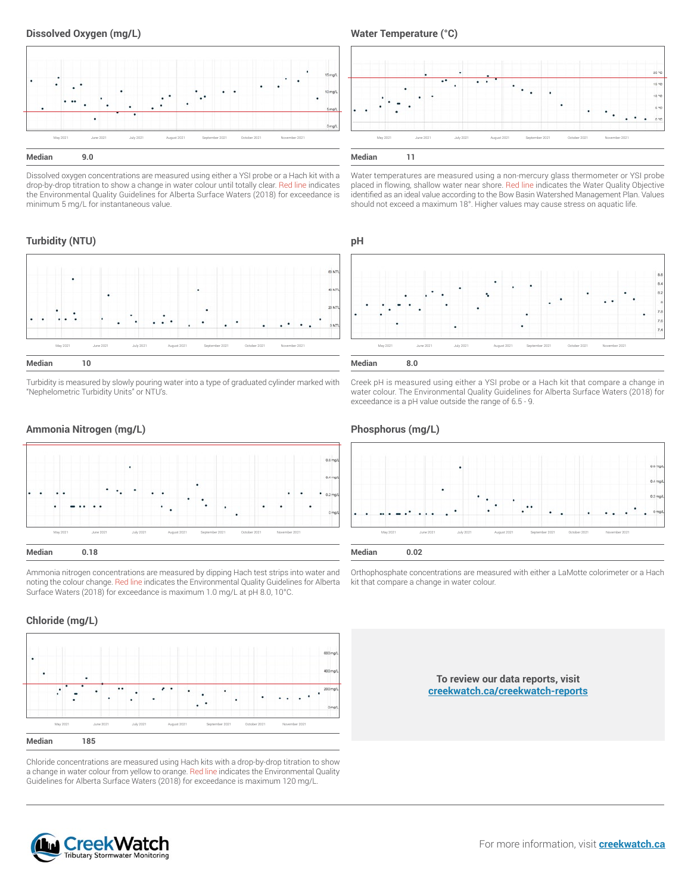## Dissolved Oxygen (mg/L)

15mg/L
10mg/L
5mg/L
0mg/L

May 2021 June 2021 July 2021 August 2021 September 2021 October 2021 November 2021

**Median** 9.0

Dissolved oxygen concentrations are measured using either a YSI probe or a Hach kit with a drop-by-drop titration to show a change in water colour until totally clear. Red line indicates the Environmental Quality Guidelines for Alberta Surface Waters (2018) for exceedance is minimum 5 mg/L for instantaneous value.

## Water Temperature (°C)

20 °C
15 °C
10 °C
5 °C
0 °C

May 2021 June 2021 July 2021 August 2021 September 2021 October 2021 November 2021

**Median** 11

Water temperatures are measured using a non-mercury glass thermometer or YSI probe placed in flowing, shallow water near shore. Red line indicates the Water Quality Objective identified as an ideal value according to the Bow Basin Watershed Management Plan. Values should not exceed a maximum 18°. Higher values may cause stress on aquatic life.

## Turbidity (NTU)

60 NTU
40 NTU
20 NTU
0 NTU

May 2021 June 2021 July 2021 August 2021 September 2021 October 2021 November 2021

**Median** 10

Turbidity is measured by slowly pouring water into a type of graduated cylinder marked with "Nephelometric Turbidity Units" or NTU's.

## pH

8.6
8.4
8.2
8
7.8
7.6
7.4

May 2021 June 2021 July 2021 August 2021 September 2021 October 2021 November 2021

**Median** 8.0

Creek pH is measured using either a YSI probe or a Hach kit that compare a change in water colour. The Environmental Quality Guidelines for Alberta Surface Waters (2018) for exceedance is a pH value outside the range of 6.5 - 9.

## Ammonia Nitrogen (mg/L)

0.6 mg/L
0.4 mg/L
0.2 mg/L
0 mg/L

May 2021 June 2021 July 2021 August 2021 September 2021 October 2021 November 2021

**Median** 0.18

Ammonia nitrogen concentrations are measured by dipping Hach test strips into water and noting the colour change. Red line indicates the Environmental Quality Guidelines for Alberta Surface Waters (2018) for exceedance is maximum 1.0 mg/L at pH 8.0, 10°C.

## Phosphorus (mg/L)

0.6 mg/L
0.4 mg/L
0.2 mg/L
0 mg/L

May 2021 June 2021 July 2021 August 2021 September 2021 October 2021 November 2021

**Median** 0.02

Orthophosphate concentrations are measured with either a LaMotte colorimeter or a Hach kit that compare a change in water colour.

## Chloride (mg/L)

600mg/L
400mg/L
200mg/L
0mg/L

May 2021 June 2021 July 2021 August 2021 September 2021 October 2021 November 2021

**Median** 185

Chloride concentrations are measured using Hach kits with a drop-by-drop titration to show a change in water colour from yellow to orange. Red line indicates the Environmental Quality Guidelines for Alberta Surface Waters (2018) for exceedance is maximum 120 mg/L.

**To review our data reports, visit [creekwatch.ca/creekwatch-reports](creekwatch.ca/creekwatch-reports)**

CreekWatch
Tributary Stormwater Monitoring

For more information, visit **[creekwatch.ca](creekwatch.ca)**